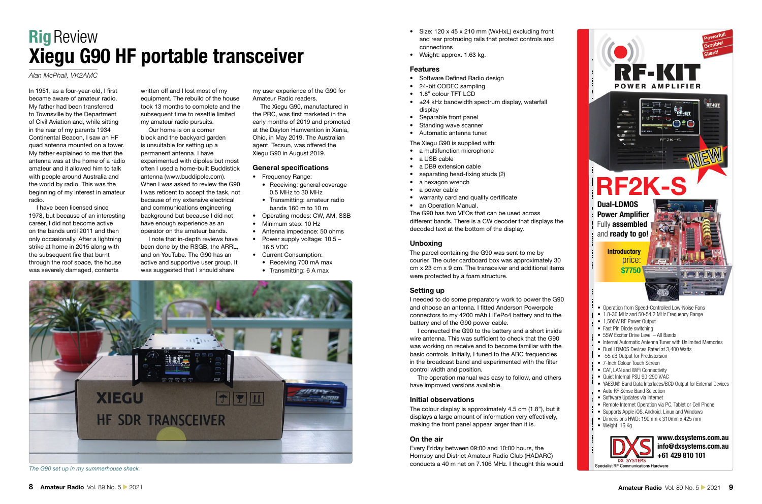# Rig Review

# Xiegu G90 HF portable transceiver

*Alan McPhail, VK2AMC*

In 1951, as a four-year-old, I first became aware of amateur radio. My father had been transferred to Townsville by the Department of Civil Aviation and, while sitting in the rear of my parents 1934 Continental Beacon, I saw an HF quad antenna mounted on a tower. My father explained to me that the antenna was at the home of a radio amateur and it allowed him to talk with people around Australia and the world by radio. This was the beginning of my interest in amateur radio.

I have been licensed since 1978, but because of an interesting career, I did not become active on the bands until 2011 and then only occasionally. After a lightning strike at home in 2015 along with the subsequent fire that burnt through the roof space, the house was severely damaged, contents written off and I lost most of my equipment. The rebuild of the house took 13 months to complete and the subsequent time to resettle limited my amateur radio pursuits.

Our home is on a corner block and the backyard garden is unsuitable for setting up a permanent antenna. I have experimented with dipoles but most often I used a home-built Buddistick antenna (www.buddipole.com). When I was asked to review the G90 I was reticent to accept the task, not because of my extensive electrical and communications engineering background but because I did not have enough experience as an operator on the amateur bands.

I note that in-depth reviews have been done by the RSGB, the ARRL, and on YouTube. The G90 has an active and supportive user group. It was suggested that I should share my user experience of the G90 for Amateur Radio readers.

The Xiegu G90, manufactured in the PRC, was first marketed in the early months of 2019 and promoted at the Dayton Hamvention in Xenia, Ohio, in May 2019. The Australian agent, Tecsun, was offered the Xiegu G90 in August 2019.

## General specifications

- Frequency Range:
  - Receiving: general coverage 0.5 MHz to 30 MHz
  - Transmitting: amateur radio bands 160 m to 10 m
- Operating modes: CW, AM, SSB
- Minimum step: 10 Hz
- Antenna impedance: 50 ohms
- Power supply voltage: 10.5 – 16.5 VDC
- Current Consumption:
  - Receiving 700 mA max
  - Transmitting: 6 A max
- Size: 120 x 45 x 210 mm (WxHxL) excluding front and rear protruding rails that protect controls and connections
- Weight: approx. 1.63 kg.

*The G90 set up in my summerhouse shack.*

## Features

- Software Defined Radio design
- 24-bit CODEC sampling
- 1.8" colour TFT LCD
- ±24 kHz bandwidth spectrum display, waterfall display
- Separable front panel
- Standing wave scanner
- Automatic antenna tuner.

The Xiegu G90 is supplied with:

- a multifunction microphone
- a USB cable
- a DB9 extension cable
- separating head-fixing studs (2)
- a hexagon wrench
- a power cable
- warranty card and quality certificate
- an Operation Manual.

The G90 has two VFOs that can be used across different bands. There is a CW decoder that displays the decoded text at the bottom of the display.

## Unboxing

The parcel containing the G90 was sent to me by courier. The outer cardboard box was approximately 30 cm x 23 cm x 9 cm. The transceiver and additional items were protected by a foam structure.

## Setting up

I needed to do some preparatory work to power the G90 and choose an antenna. I fitted Anderson Powerpole connectors to my 4200 mAh LiFePo4 battery and to the battery end of the G90 power cable.

I connected the G90 to the battery and a short inside wire antenna. This was sufficient to check that the G90 was working on receive and to become familiar with the basic controls. Initially, I tuned to the ABC frequencies in the broadcast band and experimented with the filter control width and position.

The operation manual was easy to follow, and others have improved versions available.

## Initial observations

The colour display is approximately 4.5 cm (1.8"), but it displays a large amount of information very effectively, making the front panel appear larger than it is.

## On the air

Every Friday between 09:00 and 10:00 hours, the Hornsby and District Amateur Radio Club (HADARC) conducts a 40 m net on 7.106 MHz. I thought this would

---

Powerful! Durable! Silent!

**RF-KIT** POWER AMPLIFIER

NEW

# RF2K-S

**Dual-LDMOS Power Amplifier**
Fully assembled and ready to go!

**Introductory** price: **$7750**

- Operation from Speed-Controlled Low-Noise Fans
- 1.8-30 MHz and 50-54.2 MHz Frequency Range
- 1,500W RF Power Output
- Fast Pin Diode switching
- 55W Exciter Drive Level – All Bands
- Internal Automatic Antenna Tuner with Unlimited Memories
- Dual LDMOS Devices Rated at 3,400 Watts
- -55 dB Output for Predistorsion
- 7-Inch Colour Touch Screen
- CAT, LAN and WiFi Connectivity
- Quiet Internal PSU 90-290 V/AC
- YAESU® Band Data Interfaces/BCD Output for External Devices
- Auto RF Sense Band Selection
- Software Updates via Internet
- Remote Internet Operation via PC, Tablet or Cell Phone
- Supports Apple iOS, Android, Linux and Windows
- Dimensions HWD: 190mm x 310mm x 425 mm
- Weight: 16 Kg

DXS DX SYSTEMS
Specialist RF Communications Hardware

**www.dxsystems.com.au**
**info@dxsystems.com.au**
**+61 429 810 101**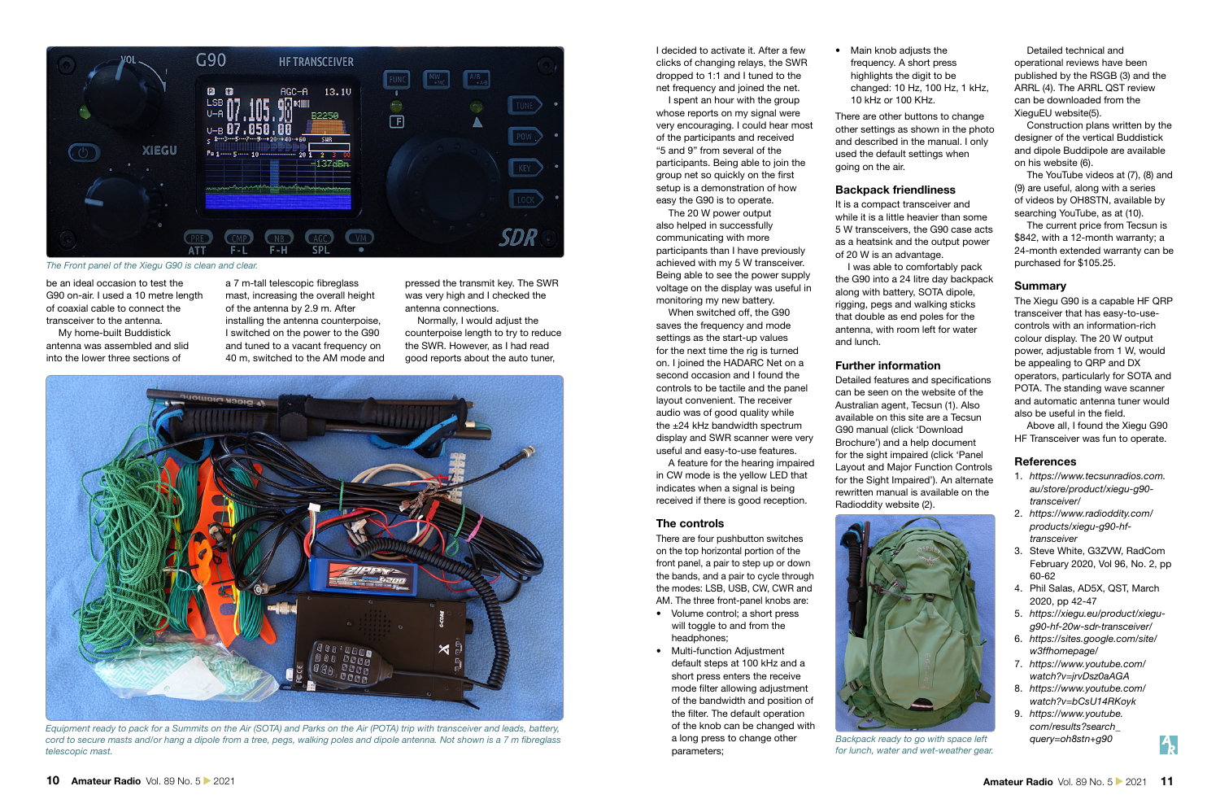*The Front panel of the Xiegu G90 is clean and clear.*

be an ideal occasion to test the G90 on-air. I used a 10 metre length of coaxial cable to connect the transceiver to the antenna.

My home-built Buddistick antenna was assembled and slid into the lower three sections of a 7 m-tall telescopic fibreglass mast, increasing the overall height of the antenna by 2.9 m. After installing the antenna counterpoise, I switched on the power to the G90 and tuned to a vacant frequency on 40 m, switched to the AM mode and pressed the transmit key. The SWR was very high and I checked the antenna connections.

Normally, I would adjust the counterpoise length to try to reduce the SWR. However, as I had read good reports about the auto tuner,

*Equipment ready to pack for a Summits on the Air (SOTA) and Parks on the Air (POTA) trip with transceiver and leads, battery, cord to secure masts and/or hang a dipole from a tree, pegs, walking poles and dipole antenna. Not shown is a 7 m fibreglass telescopic mast.*

I decided to activate it. After a few clicks of changing relays, the SWR dropped to 1:1 and I tuned to the net frequency and joined the net.

I spent an hour with the group whose reports on my signal were very encouraging. I could hear most of the participants and received "5 and 9" from several of the participants. Being able to join the group net so quickly on the first setup is a demonstration of how easy the G90 is to operate.

The 20 W power output also helped in successfully communicating with more participants than I have previously achieved with my 5 W transceiver. Being able to see the power supply voltage on the display was useful in monitoring my new battery.

When switched off, the G90 saves the frequency and mode settings as the start-up values for the next time the rig is turned on. I joined the HADARC Net on a second occasion and I found the controls to be tactile and the panel layout convenient. The receiver audio was of good quality while the ±24 kHz bandwidth spectrum display and SWR scanner were very useful and easy-to-use features.

A feature for the hearing impaired in CW mode is the yellow LED that indicates when a signal is being received if there is good reception.

## The controls

There are four pushbutton switches on the top horizontal portion of the front panel, a pair to step up or down the bands, and a pair to cycle through the modes: LSB, USB, CW, CWR and AM. The three front-panel knobs are:

- Volume control; a short press will toggle to and from the headphones;
- Multi-function Adjustment default steps at 100 kHz and a short press enters the receive mode filter allowing adjustment of the bandwidth and position of the filter. The default operation of the knob can be changed with a long press to change other parameters;
- Main knob adjusts the frequency. A short press highlights the digit to be changed: 10 Hz, 100 Hz, 1 kHz, 10 kHz or 100 KHz.

There are other buttons to change other settings as shown in the photo and described in the manual. I only used the default settings when going on the air.

## Backpack friendliness

It is a compact transceiver and while it is a little heavier than some 5 W transceivers, the G90 case acts as a heatsink and the output power of 20 W is an advantage.

I was able to comfortably pack the G90 into a 24 litre day backpack along with battery, SOTA dipole, rigging, pegs and walking sticks that double as end poles for the antenna, with room left for water and lunch.

## Further information

Detailed features and specifications can be seen on the website of the Australian agent, Tecsun (1). Also available on this site are a Tecsun G90 manual (click 'Download Brochure') and a help document for the sight impaired (click 'Panel Layout and Major Function Controls for the Sight Impaired'). An alternate rewritten manual is available on the Radioddity website (2).

*Backpack ready to go with space left for lunch, water and wet-weather gear.*

Detailed technical and operational reviews have been published by the RSGB (3) and the ARRL (4). The ARRL QST review can be downloaded from the XieguEU website(5).

Construction plans written by the designer of the vertical Buddistick and dipole Buddipole are available on his website (6).

The YouTube videos at (7), (8) and (9) are useful, along with a series of videos by OH8STN, available by searching YouTube, as at (10).

The current price from Tecsun is $842, with a 12-month warranty; a 24-month extended warranty can be purchased for $105.25.

## Summary

The Xiegu G90 is a capable HF QRP transceiver that has easy-to-use-controls with an information-rich colour display. The 20 W output power, adjustable from 1 W, would be appealing to QRP and DX operators, particularly for SOTA and POTA. The standing wave scanner and automatic antenna tuner would also be useful in the field.

Above all, I found the Xiegu G90 HF Transceiver was fun to operate.

## References

1. *https://www.tecsunradios.com.au/store/product/xiegu-g90-transceiver/*
2. *https://www.radioddity.com/products/xiegu-g90-hf-transceiver*
3. Steve White, G3ZVW, RadCom February 2020, Vol 96, No. 2, pp 60-62
4. Phil Salas, AD5X, QST, March 2020, pp 42-47
5. *https://xiegu.eu/product/xiegu-g90-hf-20w-sdr-transceiver/*
6. *https://sites.google.com/site/w3ffhomepage/*
7. *https://www.youtube.com/watch?v=jrvDsz0aAGA*
8. *https://www.youtube.com/watch?v=bCsU14RKoyk*
9. *https://www.youtube.com/results?search_query=oh8stn+g90*